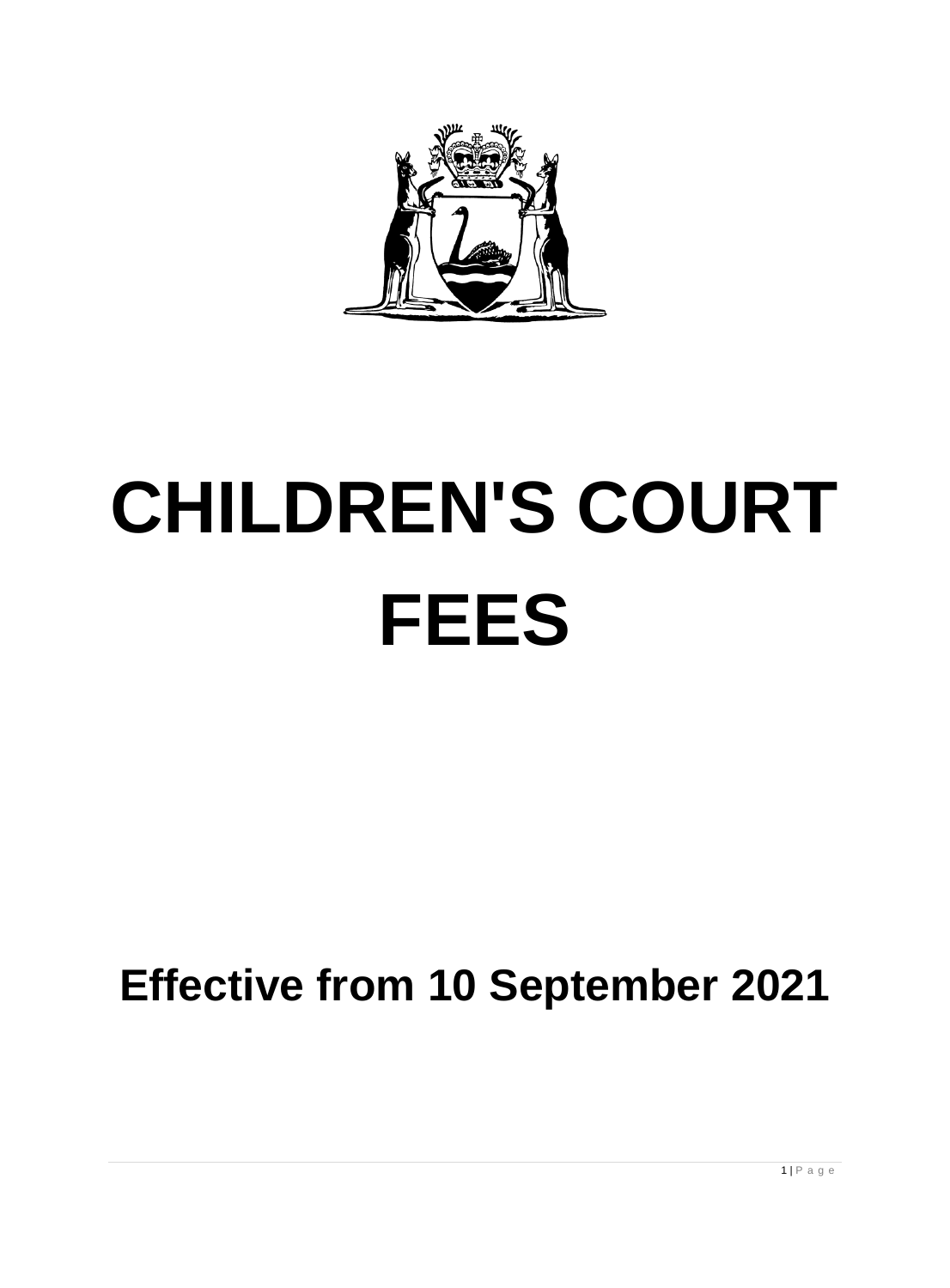# CHILDREN'S COURT FEES

## Effective from 10 September 2021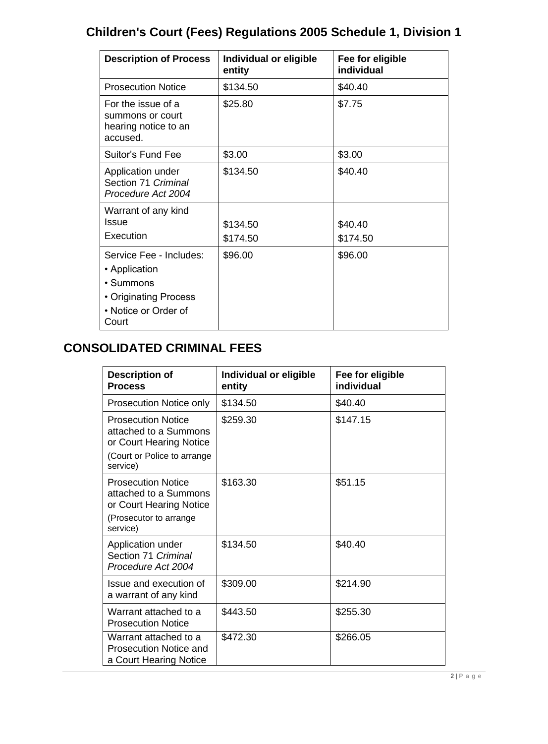## Children's Court (Fees) Regulations 2005 Schedule 1, Division 1

| Description of Process | Individual or eligible entity | Fee for eligible individual |
| --- | --- | --- |
| Prosecution Notice | $134.50 | $40.40 |
| For the issue of a summons or court hearing notice to an accused. | $25.80 | $7.75 |
| Suitor's Fund Fee | $3.00 | $3.00 |
| Application under Section 71 *Criminal Procedure Act 2004* | $134.50 | $40.40 |
| Warrant of any kind<br>Issue<br>Execution | <br>$134.50<br>$174.50 | <br>$40.40<br>$174.50 |
| Service Fee - Includes:<br>• Application<br>• Summons<br>• Originating Process<br>• Notice or Order of Court | $96.00 | $96.00 |

## CONSOLIDATED CRIMINAL FEES

| Description of Process | Individual or eligible entity | Fee for eligible individual |
| --- | --- | --- |
| Prosecution Notice only | $134.50 | $40.40 |
| Prosecution Notice attached to a Summons or Court Hearing Notice<br>(Court or Police to arrange service) | $259.30 | $147.15 |
| Prosecution Notice attached to a Summons or Court Hearing Notice<br>(Prosecutor to arrange service) | $163.30 | $51.15 |
| Application under Section 71 *Criminal Procedure Act 2004* | $134.50 | $40.40 |
| Issue and execution of a warrant of any kind | $309.00 | $214.90 |
| Warrant attached to a Prosecution Notice | $443.50 | $255.30 |
| Warrant attached to a Prosecution Notice and a Court Hearing Notice | $472.30 | $266.05 |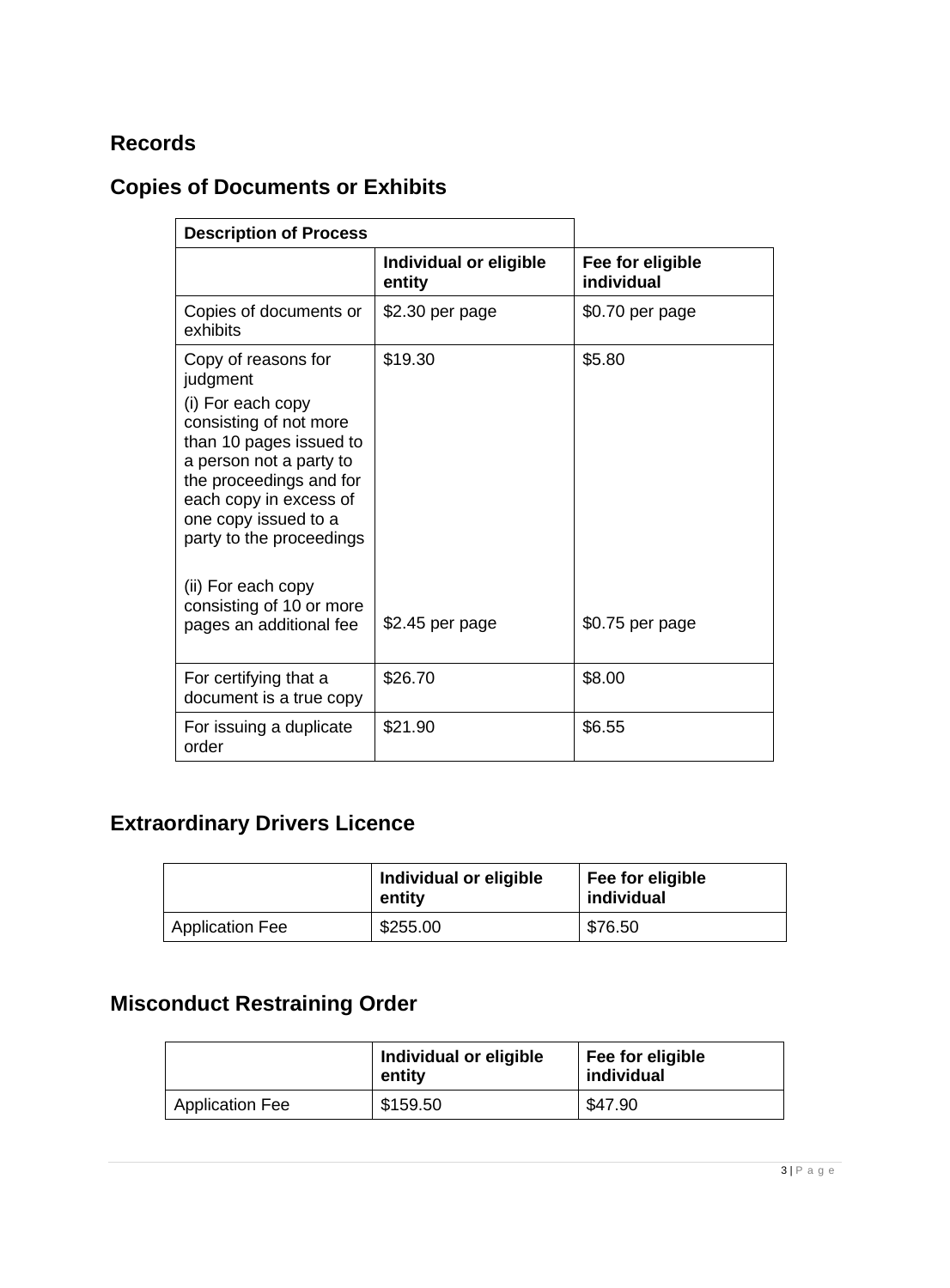## Records

## Copies of Documents or Exhibits

| Description of Process | | |
|---|---|---|
| | **Individual or eligible entity** | **Fee for eligible individual** |
| Copies of documents or exhibits | $2.30 per page | $0.70 per page |
| Copy of reasons for judgment (i) For each copy consisting of not more than 10 pages issued to a person not a party to the proceedings and for each copy in excess of one copy issued to a party to the proceedings | $19.30 | $5.80 |
| (ii) For each copy consisting of 10 or more pages an additional fee | $2.45 per page | $0.75 per page |
| For certifying that a document is a true copy | $26.70 | $8.00 |
| For issuing a duplicate order | $21.90 | $6.55 |

## Extraordinary Drivers Licence

| | **Individual or eligible entity** | **Fee for eligible individual** |
|---|---|---|
| Application Fee | $255.00 | $76.50 |

## Misconduct Restraining Order

| | **Individual or eligible entity** | **Fee for eligible individual** |
|---|---|---|
| Application Fee | $159.50 | $47.90 |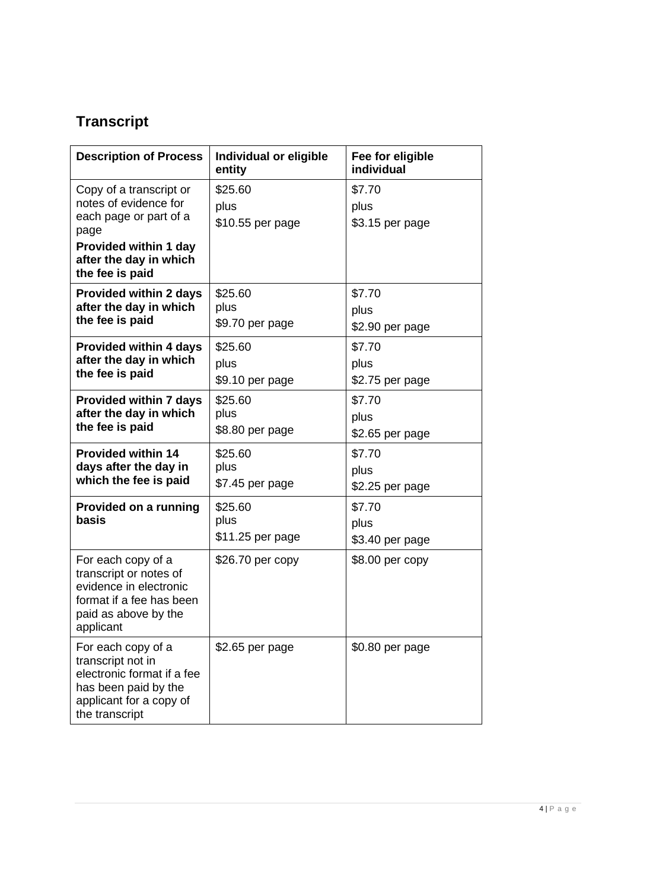## Transcript

| Description of Process | Individual or eligible entity | Fee for eligible individual |
| --- | --- | --- |
| Copy of a transcript or notes of evidence for each page or part of a page **Provided within 1 day after the day in which the fee is paid** | $25.60 plus $10.55 per page | $7.70 plus $3.15 per page |
| **Provided within 2 days after the day in which the fee is paid** | $25.60 plus $9.70 per page | $7.70 plus $2.90 per page |
| **Provided within 4 days after the day in which the fee is paid** | $25.60 plus $9.10 per page | $7.70 plus $2.75 per page |
| **Provided within 7 days after the day in which the fee is paid** | $25.60 plus $8.80 per page | $7.70 plus $2.65 per page |
| **Provided within 14 days after the day in which the fee is paid** | $25.60 plus $7.45 per page | $7.70 plus $2.25 per page |
| **Provided on a running basis** | $25.60 plus $11.25 per page | $7.70 plus $3.40 per page |
| For each copy of a transcript or notes of evidence in electronic format if a fee has been paid as above by the applicant | $26.70 per copy | $8.00 per copy |
| For each copy of a transcript not in electronic format if a fee has been paid by the applicant for a copy of the transcript | $2.65 per page | $0.80 per page |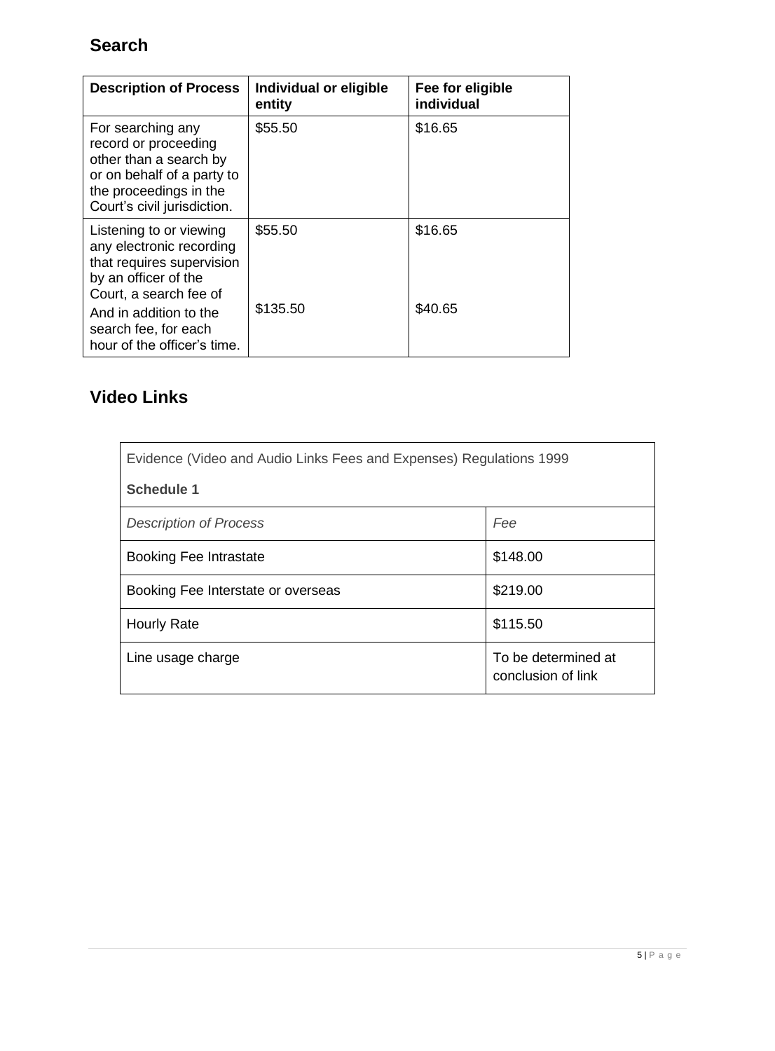## Search

| Description of Process | Individual or eligible entity | Fee for eligible individual |
|---|---|---|
| For searching any record or proceeding other than a search by or on behalf of a party to the proceedings in the Court's civil jurisdiction. | $55.50 | $16.65 |
| Listening to or viewing any electronic recording that requires supervision by an officer of the Court, a search fee of | $55.50 | $16.65 |
| And in addition to the search fee, for each hour of the officer's time. | $135.50 | $40.65 |

## Video Links

| Evidence (Video and Audio Links Fees and Expenses) Regulations 1999<br>**Schedule 1** | |
|---|---|
| *Description of Process* | *Fee* |
| Booking Fee Intrastate | $148.00 |
| Booking Fee Interstate or overseas | $219.00 |
| Hourly Rate | $115.50 |
| Line usage charge | To be determined at conclusion of link |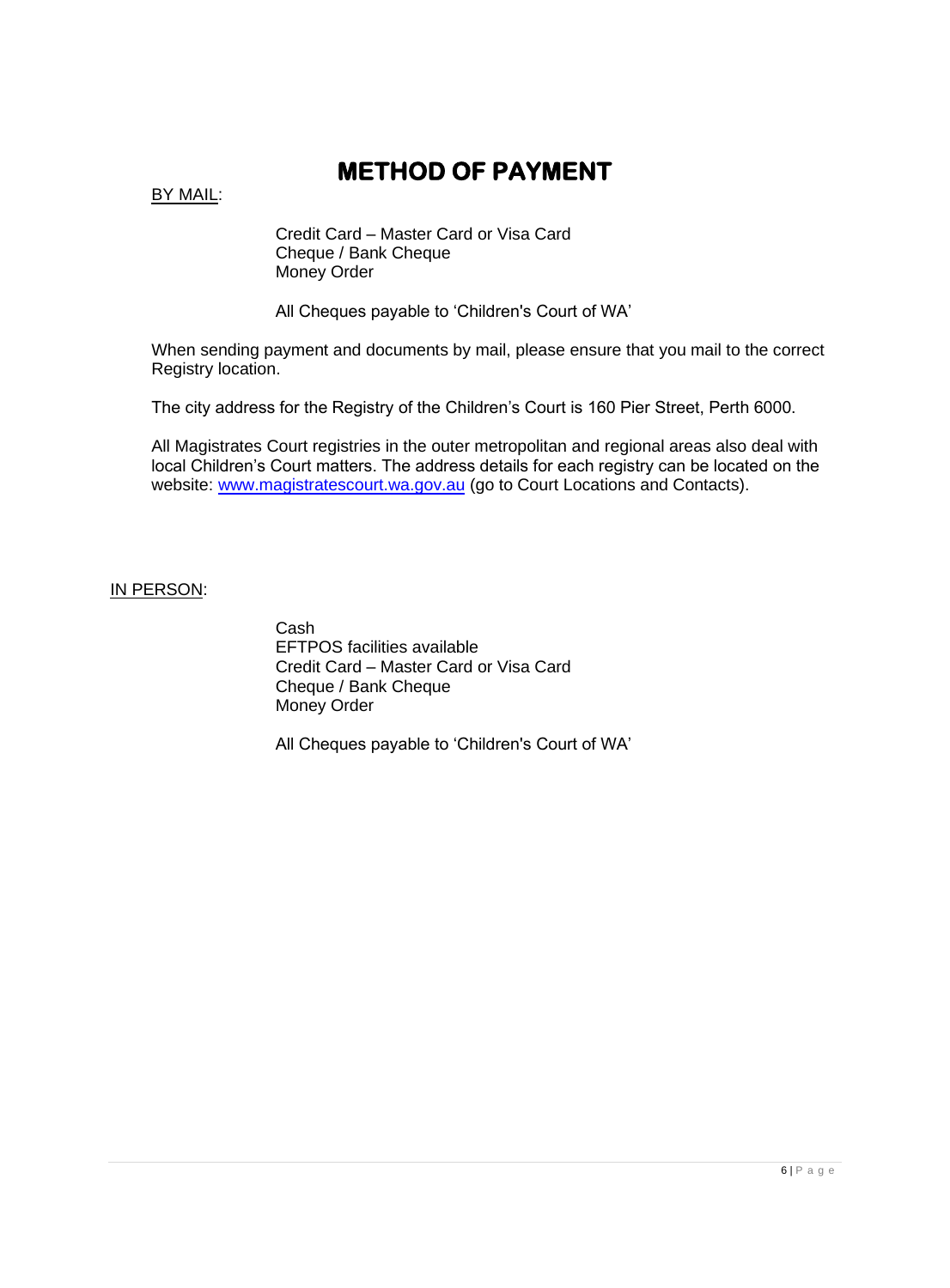# METHOD OF PAYMENT

<u>BY MAIL</u>:

Credit Card – Master Card or Visa Card
Cheque / Bank Cheque
Money Order

All Cheques payable to 'Children's Court of WA'

When sending payment and documents by mail, please ensure that you mail to the correct Registry location.

The city address for the Registry of the Children's Court is 160 Pier Street, Perth 6000.

All Magistrates Court registries in the outer metropolitan and regional areas also deal with local Children's Court matters. The address details for each registry can be located on the website: [www.magistratescourt.wa.gov.au](http://www.magistratescourt.wa.gov.au) (go to Court Locations and Contacts).

<u>IN PERSON</u>:

Cash
EFTPOS facilities available
Credit Card – Master Card or Visa Card
Cheque / Bank Cheque
Money Order

All Cheques payable to 'Children's Court of WA'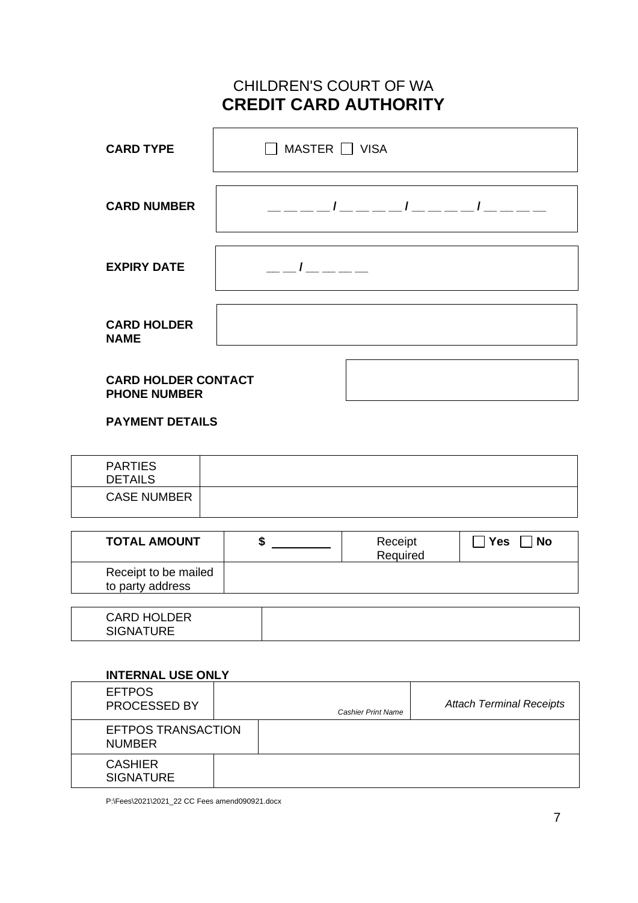# CHILDREN'S COURT OF WA
# **CREDIT CARD AUTHORITY**

| | |
|---|---|
| **CARD TYPE** | ☐ MASTER ☐ VISA |
| **CARD NUMBER** | __ __ __ __ / __ __ __ __ / __ __ __ __ / __ __ __ __ |
| **EXPIRY DATE** | __ __ / __ __ __ __ |
| **CARD HOLDER NAME** | |
| **CARD HOLDER CONTACT PHONE NUMBER** | |

**PAYMENT DETAILS**

| | |
|---|---|
| PARTIES DETAILS | |
| CASE NUMBER | |

| | | | |
|---|---|---|---|
| **TOTAL AMOUNT** | $ ________ | Receipt Required | ☐ **Yes** ☐ **No** |
| Receipt to be mailed to party address | | | |

| | |
|---|---|
| CARD HOLDER SIGNATURE | |

**INTERNAL USE ONLY**

| | | |
|---|---|---|
| EFTPOS PROCESSED BY | *Cashier Print Name* | *Attach Terminal Receipts* |
| EFTPOS TRANSACTION NUMBER | | |
| CASHIER SIGNATURE | | |

P:\Fees\2021\2021_22 CC Fees amend090921.docx